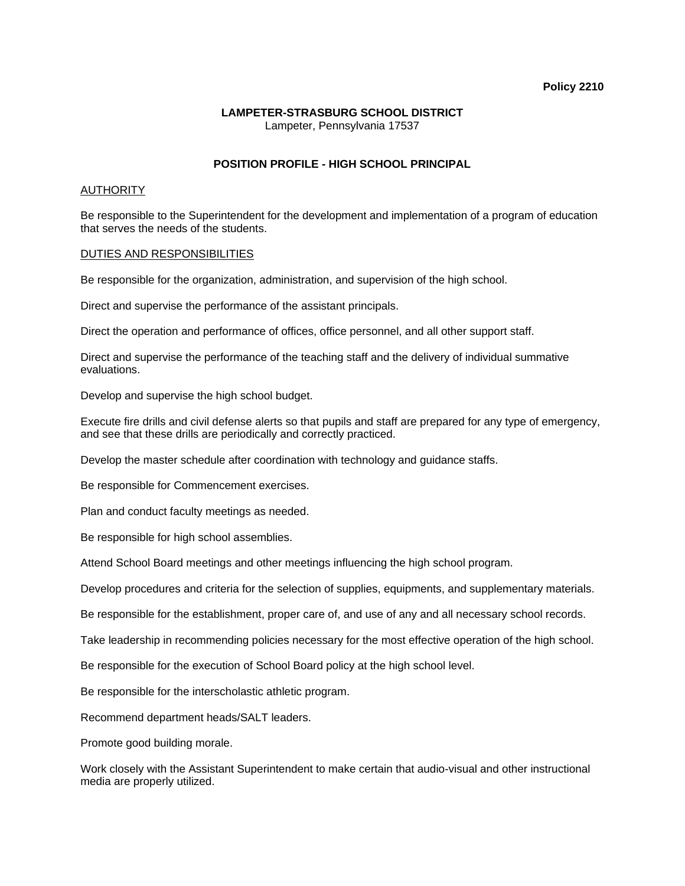**Policy 2210**

**LAMPETER-STRASBURG SCHOOL DISTRICT**
Lampeter, Pennsylvania 17537

# POSITION PROFILE - HIGH SCHOOL PRINCIPAL

## AUTHORITY

Be responsible to the Superintendent for the development and implementation of a program of education that serves the needs of the students.

## DUTIES AND RESPONSIBILITIES

Be responsible for the organization, administration, and supervision of the high school.

Direct and supervise the performance of the assistant principals.

Direct the operation and performance of offices, office personnel, and all other support staff.

Direct and supervise the performance of the teaching staff and the delivery of individual summative evaluations.

Develop and supervise the high school budget.

Execute fire drills and civil defense alerts so that pupils and staff are prepared for any type of emergency, and see that these drills are periodically and correctly practiced.

Develop the master schedule after coordination with technology and guidance staffs.

Be responsible for Commencement exercises.

Plan and conduct faculty meetings as needed.

Be responsible for high school assemblies.

Attend School Board meetings and other meetings influencing the high school program.

Develop procedures and criteria for the selection of supplies, equipments, and supplementary materials.

Be responsible for the establishment, proper care of, and use of any and all necessary school records.

Take leadership in recommending policies necessary for the most effective operation of the high school.

Be responsible for the execution of School Board policy at the high school level.

Be responsible for the interscholastic athletic program.

Recommend department heads/SALT leaders.

Promote good building morale.

Work closely with the Assistant Superintendent to make certain that audio-visual and other instructional media are properly utilized.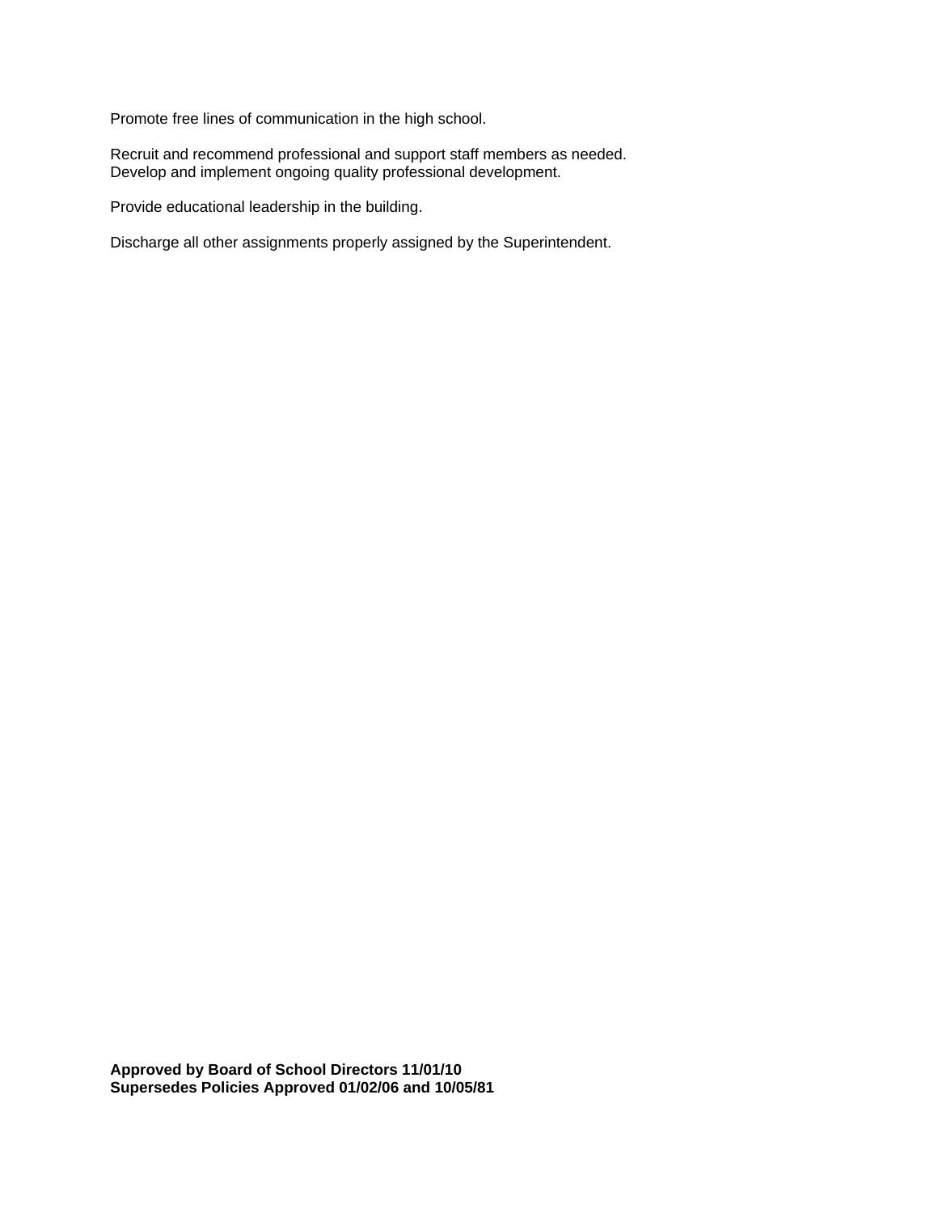Promote free lines of communication in the high school.

Recruit and recommend professional and support staff members as needed.
Develop and implement ongoing quality professional development.

Provide educational leadership in the building.

Discharge all other assignments properly assigned by the Superintendent.

**Approved by Board of School Directors 11/01/10**
**Supersedes Policies Approved 01/02/06 and 10/05/81**